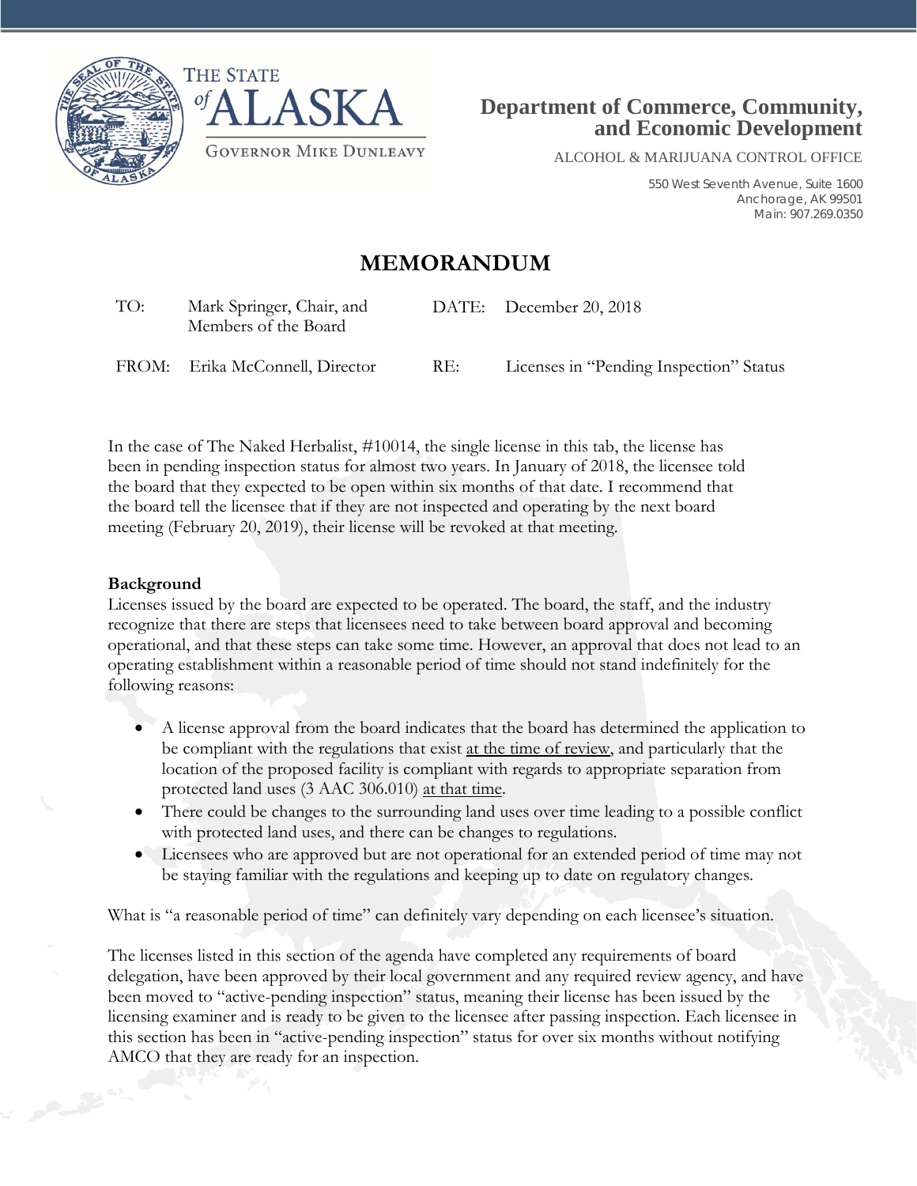THE STATE of ALASKA

GOVERNOR MIKE DUNLEAVY

**Department of Commerce, Community, and Economic Development**

ALCOHOL & MARIJUANA CONTROL OFFICE

550 West Seventh Avenue, Suite 1600
Anchorage, AK 99501
Main: 907.269.0350

# MEMORANDUM

| | | | |
|---|---|---|---|
| TO: | Mark Springer, Chair, and Members of the Board | DATE: | December 20, 2018 |
| FROM: | Erika McConnell, Director | RE: | Licenses in "Pending Inspection" Status |

In the case of The Naked Herbalist, #10014, the single license in this tab, the license has been in pending inspection status for almost two years. In January of 2018, the licensee told the board that they expected to be open within six months of that date. I recommend that the board tell the licensee that if they are not inspected and operating by the next board meeting (February 20, 2019), their license will be revoked at that meeting.

**Background**

Licenses issued by the board are expected to be operated. The board, the staff, and the industry recognize that there are steps that licensees need to take between board approval and becoming operational, and that these steps can take some time. However, an approval that does not lead to an operating establishment within a reasonable period of time should not stand indefinitely for the following reasons:

- A license approval from the board indicates that the board has determined the application to be compliant with the regulations that exist <u>at the time of review</u>, and particularly that the location of the proposed facility is compliant with regards to appropriate separation from protected land uses (3 AAC 306.010) <u>at that time</u>.
- There could be changes to the surrounding land uses over time leading to a possible conflict with protected land uses, and there can be changes to regulations.
- Licensees who are approved but are not operational for an extended period of time may not be staying familiar with the regulations and keeping up to date on regulatory changes.

What is "a reasonable period of time" can definitely vary depending on each licensee's situation.

The licenses listed in this section of the agenda have completed any requirements of board delegation, have been approved by their local government and any required review agency, and have been moved to "active-pending inspection" status, meaning their license has been issued by the licensing examiner and is ready to be given to the licensee after passing inspection. Each licensee in this section has been in "active-pending inspection" status for over six months without notifying AMCO that they are ready for an inspection.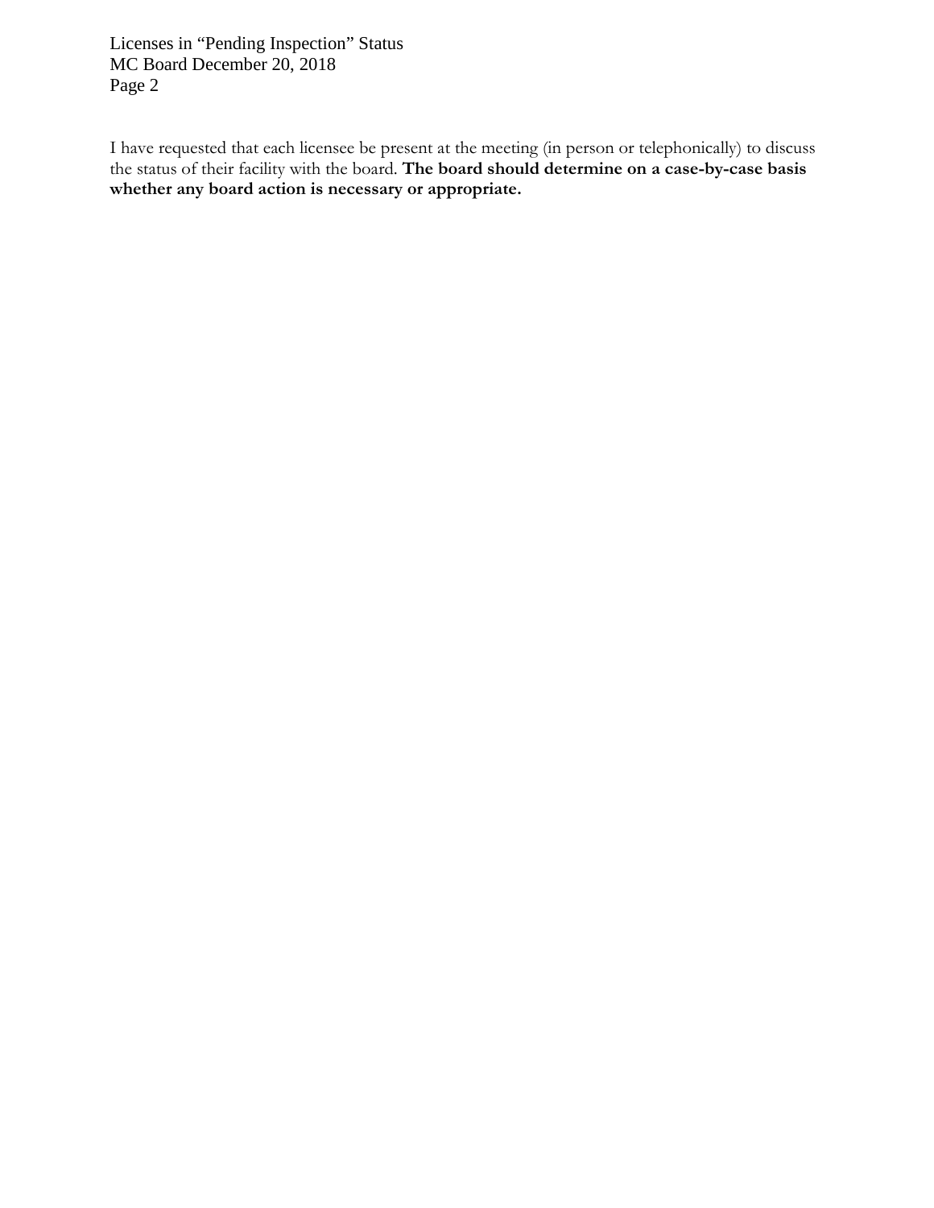I have requested that each licensee be present at the meeting (in person or telephonically) to discuss the status of their facility with the board. **The board should determine on a case-by-case basis whether any board action is necessary or appropriate.**